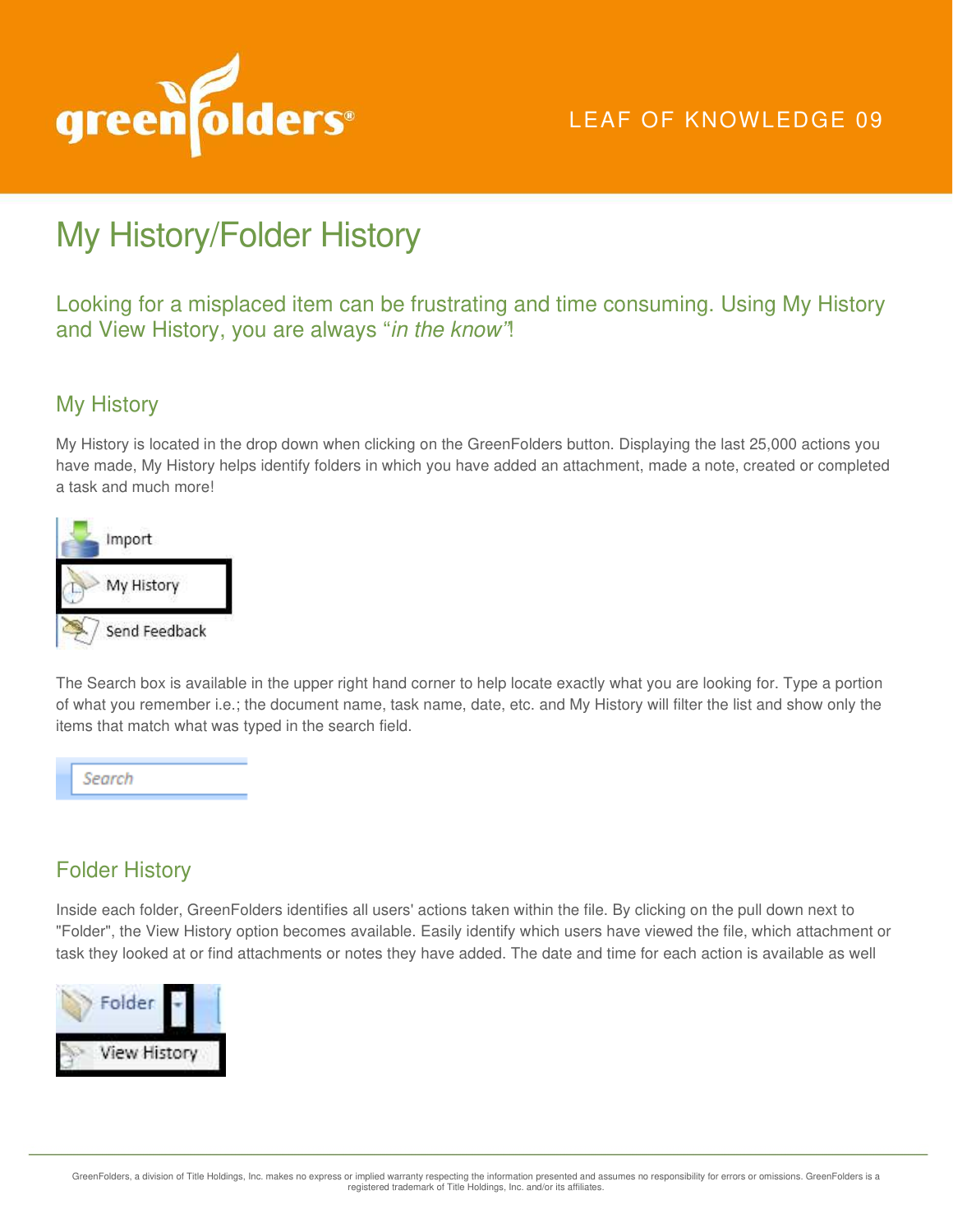LEAF OF KNOWLEDGE 09

# My History/Folder History

Looking for a misplaced item can be frustrating and time consuming. Using My History and View History, you are always "*in the know"*!

## My History

My History is located in the drop down when clicking on the GreenFolders button. Displaying the last 25,000 actions you have made, My History helps identify folders in which you have added an attachment, made a note, created or completed a task and much more!

The Search box is available in the upper right hand corner to help locate exactly what you are looking for. Type a portion of what you remember i.e.; the document name, task name, date, etc. and My History will filter the list and show only the items that match what was typed in the search field.

## Folder History

Inside each folder, GreenFolders identifies all users' actions taken within the file. By clicking on the pull down next to "Folder", the View History option becomes available. Easily identify which users have viewed the file, which attachment or task they looked at or find attachments or notes they have added. The date and time for each action is available as well

GreenFolders, a division of Title Holdings, Inc. makes no express or implied warranty respecting the information presented and assumes no responsibility for errors or omissions. GreenFolders is a registered trademark of Title Holdings, Inc. and/or its affiliates.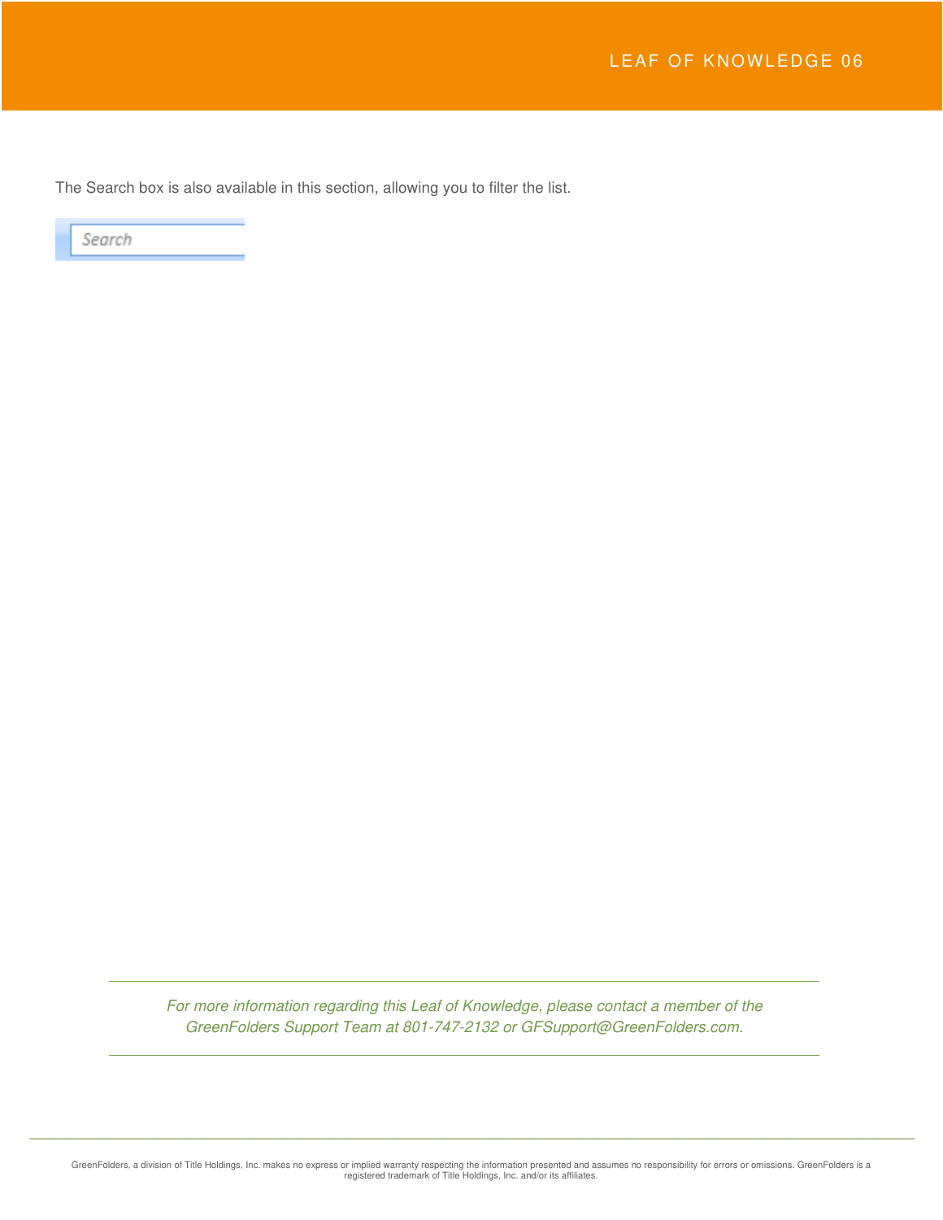The Search box is also available in this section, allowing you to filter the list.

*For more information regarding this Leaf of Knowledge, please contact a member of the GreenFolders Support Team at 801-747-2132 or GFSupport@GreenFolders.com.*

GreenFolders, a division of Title Holdings, Inc. makes no express or implied warranty respecting the information presented and assumes no responsibility for errors or omissions. GreenFolders is a registered trademark of Title Holdings, Inc. and/or its affiliates.